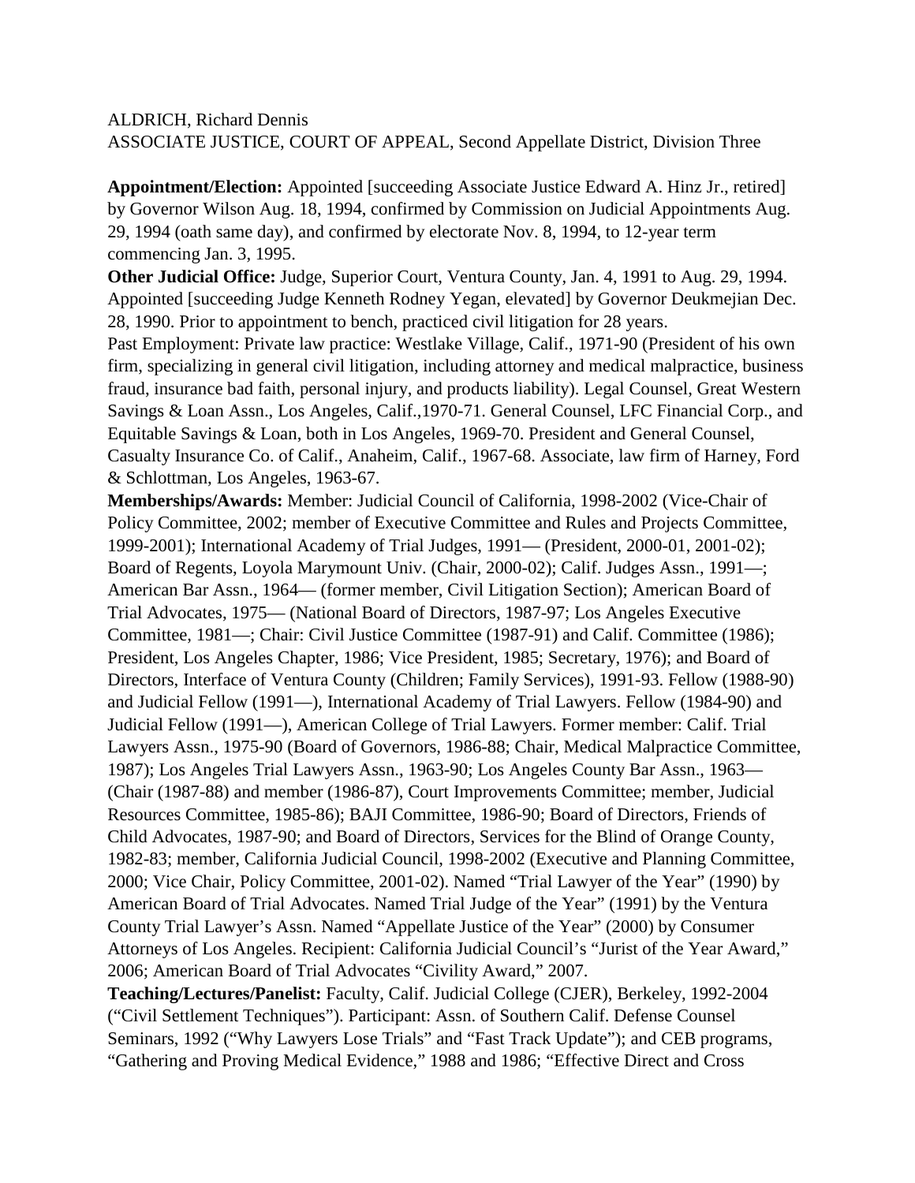ALDRICH, Richard Dennis
ASSOCIATE JUSTICE, COURT OF APPEAL, Second Appellate District, Division Three

**Appointment/Election:** Appointed [succeeding Associate Justice Edward A. Hinz Jr., retired] by Governor Wilson Aug. 18, 1994, confirmed by Commission on Judicial Appointments Aug. 29, 1994 (oath same day), and confirmed by electorate Nov. 8, 1994, to 12-year term commencing Jan. 3, 1995.

**Other Judicial Office:** Judge, Superior Court, Ventura County, Jan. 4, 1991 to Aug. 29, 1994. Appointed [succeeding Judge Kenneth Rodney Yegan, elevated] by Governor Deukmejian Dec. 28, 1990. Prior to appointment to bench, practiced civil litigation for 28 years.

Past Employment: Private law practice: Westlake Village, Calif., 1971-90 (President of his own firm, specializing in general civil litigation, including attorney and medical malpractice, business fraud, insurance bad faith, personal injury, and products liability). Legal Counsel, Great Western Savings & Loan Assn., Los Angeles, Calif.,1970-71. General Counsel, LFC Financial Corp., and Equitable Savings & Loan, both in Los Angeles, 1969-70. President and General Counsel, Casualty Insurance Co. of Calif., Anaheim, Calif., 1967-68. Associate, law firm of Harney, Ford & Schlottman, Los Angeles, 1963-67.

**Memberships/Awards:** Member: Judicial Council of California, 1998-2002 (Vice-Chair of Policy Committee, 2002; member of Executive Committee and Rules and Projects Committee, 1999-2001); International Academy of Trial Judges, 1991— (President, 2000-01, 2001-02); Board of Regents, Loyola Marymount Univ. (Chair, 2000-02); Calif. Judges Assn., 1991—; American Bar Assn., 1964— (former member, Civil Litigation Section); American Board of Trial Advocates, 1975— (National Board of Directors, 1987-97; Los Angeles Executive Committee, 1981—; Chair: Civil Justice Committee (1987-91) and Calif. Committee (1986); President, Los Angeles Chapter, 1986; Vice President, 1985; Secretary, 1976); and Board of Directors, Interface of Ventura County (Children; Family Services), 1991-93. Fellow (1988-90) and Judicial Fellow (1991—), International Academy of Trial Lawyers. Fellow (1984-90) and Judicial Fellow (1991—), American College of Trial Lawyers. Former member: Calif. Trial Lawyers Assn., 1975-90 (Board of Governors, 1986-88; Chair, Medical Malpractice Committee, 1987); Los Angeles Trial Lawyers Assn., 1963-90; Los Angeles County Bar Assn., 1963— (Chair (1987-88) and member (1986-87), Court Improvements Committee; member, Judicial Resources Committee, 1985-86); BAJI Committee, 1986-90; Board of Directors, Friends of Child Advocates, 1987-90; and Board of Directors, Services for the Blind of Orange County, 1982-83; member, California Judicial Council, 1998-2002 (Executive and Planning Committee, 2000; Vice Chair, Policy Committee, 2001-02). Named "Trial Lawyer of the Year" (1990) by American Board of Trial Advocates. Named Trial Judge of the Year" (1991) by the Ventura County Trial Lawyer's Assn. Named "Appellate Justice of the Year" (2000) by Consumer Attorneys of Los Angeles. Recipient: California Judicial Council's "Jurist of the Year Award," 2006; American Board of Trial Advocates "Civility Award," 2007.

**Teaching/Lectures/Panelist:** Faculty, Calif. Judicial College (CJER), Berkeley, 1992-2004 ("Civil Settlement Techniques"). Participant: Assn. of Southern Calif. Defense Counsel Seminars, 1992 ("Why Lawyers Lose Trials" and "Fast Track Update"); and CEB programs, "Gathering and Proving Medical Evidence," 1988 and 1986; "Effective Direct and Cross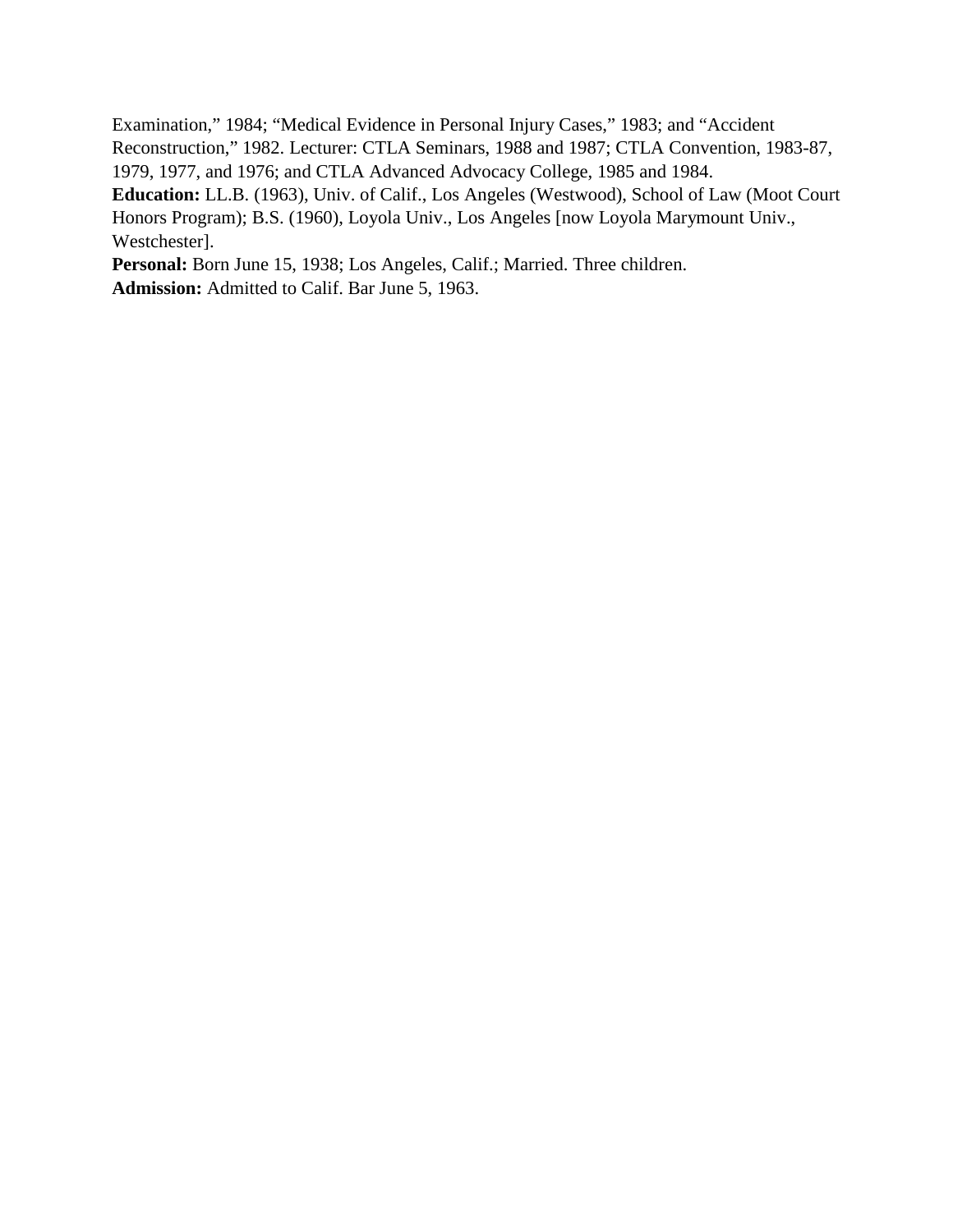Examination," 1984; "Medical Evidence in Personal Injury Cases," 1983; and "Accident Reconstruction," 1982. Lecturer: CTLA Seminars, 1988 and 1987; CTLA Convention, 1983-87, 1979, 1977, and 1976; and CTLA Advanced Advocacy College, 1985 and 1984.

**Education:** LL.B. (1963), Univ. of Calif., Los Angeles (Westwood), School of Law (Moot Court Honors Program); B.S. (1960), Loyola Univ., Los Angeles [now Loyola Marymount Univ., Westchester].

**Personal:** Born June 15, 1938; Los Angeles, Calif.; Married. Three children.

**Admission:** Admitted to Calif. Bar June 5, 1963.